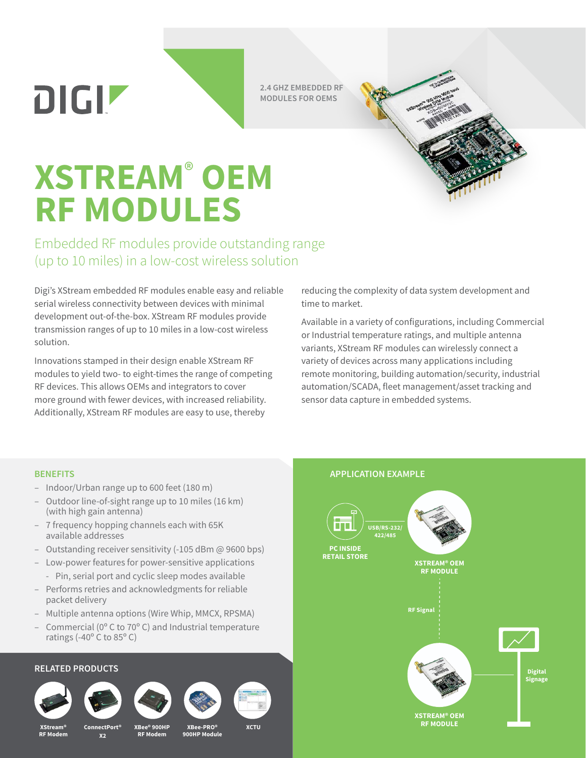DIGI

2.4 GHZ EMBEDDED RF MODULES FOR OEMS

# XSTREAM® OEM RF MODULES

## Embedded RF modules provide outstanding range (up to 10 miles) in a low-cost wireless solution

Digi's XStream embedded RF modules enable easy and reliable serial wireless connectivity between devices with minimal development out-of-the-box. XStream RF modules provide transmission ranges of up to 10 miles in a low-cost wireless solution.

Innovations stamped in their design enable XStream RF modules to yield two- to eight-times the range of competing RF devices. This allows OEMs and integrators to cover more ground with fewer devices, with increased reliability. Additionally, XStream RF modules are easy to use, thereby reducing the complexity of data system development and time to market.

Available in a variety of configurations, including Commercial or Industrial temperature ratings, and multiple antenna variants, XStream RF modules can wirelessly connect a variety of devices across many applications including remote monitoring, building automation/security, industrial automation/SCADA, fleet management/asset tracking and sensor data capture in embedded systems.

### BENEFITS

- Indoor/Urban range up to 600 feet (180 m)
- Outdoor line-of-sight range up to 10 miles (16 km) (with high gain antenna)
- 7 frequency hopping channels each with 65K available addresses
- Outstanding receiver sensitivity (-105 dBm @ 9600 bps)
- Low-power features for power-sensitive applications
  - Pin, serial port and cyclic sleep modes available
- Performs retries and acknowledgments for reliable packet delivery
- Multiple antenna options (Wire Whip, MMCX, RPSMA)
- Commercial (0° C to 70° C) and Industrial temperature ratings (-40° C to 85° C)

### RELATED PRODUCTS

- XStream® RF Modem
- ConnectPort® X2
- XBee® 900HP RF Modem
- XBee-PRO® 900HP Module
- XCTU

### APPLICATION EXAMPLE

PC INSIDE RETAIL STORE

USB/RS-232/ 422/485

XSTREAM® OEM RF MODULE

RF Signal

XSTREAM® OEM RF MODULE

Digital Signage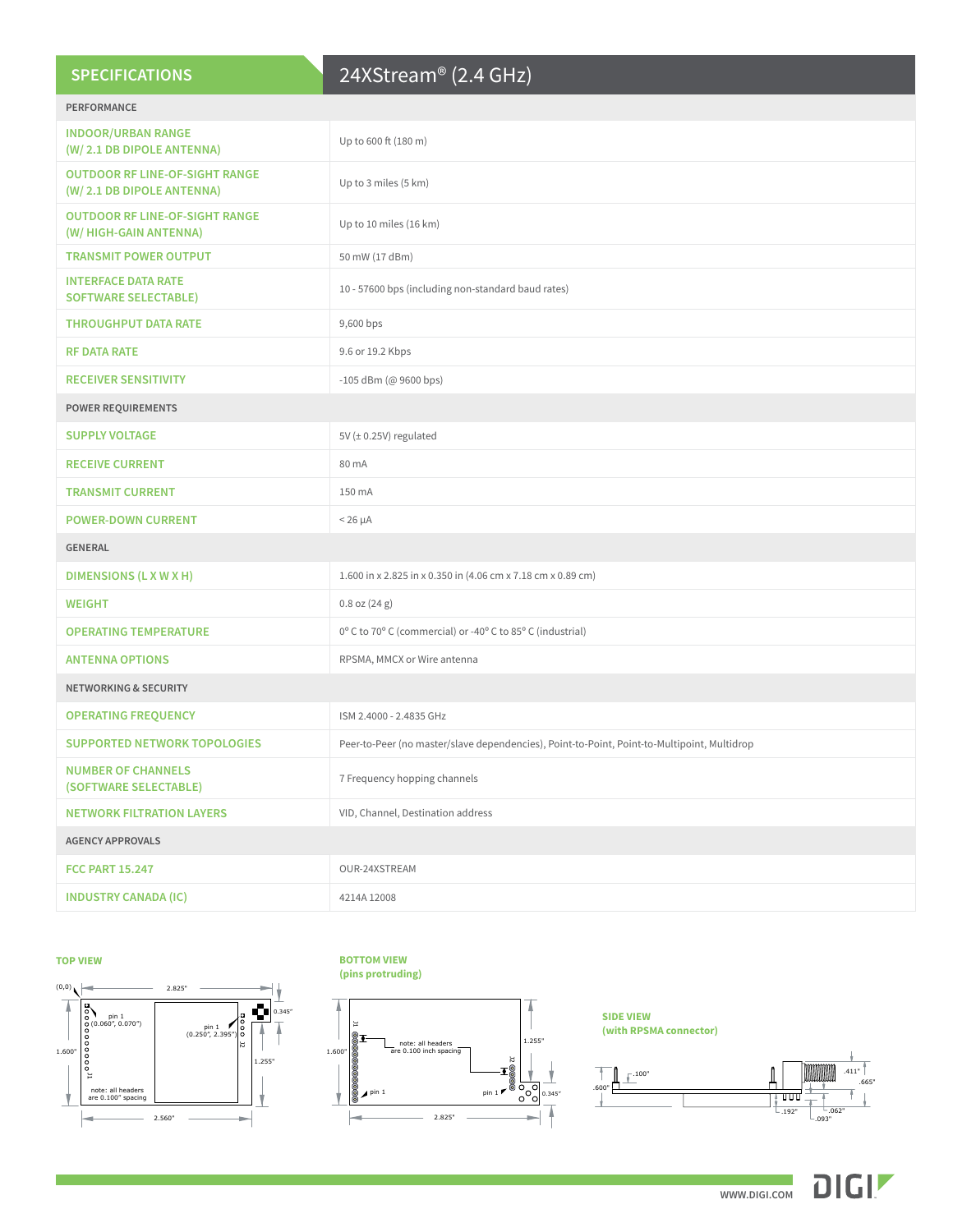## SPECIFICATIONS — 24XStream® (2.4 GHz)

| SPECIFICATIONS | 24XStream® (2.4 GHz) |
|---|---|
| **PERFORMANCE** | |
| INDOOR/URBAN RANGE (W/ 2.1 DB DIPOLE ANTENNA) | Up to 600 ft (180 m) |
| OUTDOOR RF LINE-OF-SIGHT RANGE (W/ 2.1 DB DIPOLE ANTENNA) | Up to 3 miles (5 km) |
| OUTDOOR RF LINE-OF-SIGHT RANGE (W/ HIGH-GAIN ANTENNA) | Up to 10 miles (16 km) |
| TRANSMIT POWER OUTPUT | 50 mW (17 dBm) |
| INTERFACE DATA RATE SOFTWARE SELECTABLE) | 10 - 57600 bps (including non-standard baud rates) |
| THROUGHPUT DATA RATE | 9,600 bps |
| RF DATA RATE | 9.6 or 19.2 Kbps |
| RECEIVER SENSITIVITY | -105 dBm (@ 9600 bps) |
| **POWER REQUIREMENTS** | |
| SUPPLY VOLTAGE | 5V (± 0.25V) regulated |
| RECEIVE CURRENT | 80 mA |
| TRANSMIT CURRENT | 150 mA |
| POWER-DOWN CURRENT | < 26 µA |
| **GENERAL** | |
| DIMENSIONS (L X W X H) | 1.600 in x 2.825 in x 0.350 in (4.06 cm x 7.18 cm x 0.89 cm) |
| WEIGHT | 0.8 oz (24 g) |
| OPERATING TEMPERATURE | 0° C to 70° C (commercial) or -40° C to 85° C (industrial) |
| ANTENNA OPTIONS | RPSMA, MMCX or Wire antenna |
| **NETWORKING & SECURITY** | |
| OPERATING FREQUENCY | ISM 2.4000 - 2.4835 GHz |
| SUPPORTED NETWORK TOPOLOGIES | Peer-to-Peer (no master/slave dependencies), Point-to-Point, Point-to-Multipoint, Multidrop |
| NUMBER OF CHANNELS (SOFTWARE SELECTABLE) | 7 Frequency hopping channels |
| NETWORK FILTRATION LAYERS | VID, Channel, Destination address |
| **AGENCY APPROVALS** | |
| FCC PART 15.247 | OUR-24XSTREAM |
| INDUSTRY CANADA (IC) | 4214A 12008 |

**TOP VIEW**

(0,0) — 2.825" — 0.345" — 1.600" — 1.255" — 2.560"
pin 1 (0.060", 0.070") — pin 1 (0.250", 2.395") — J1 — J2
note: all headers are 0.100" spacing

**BOTTOM VIEW (pins protruding)**

1.600" — 1.255" — 0.345" — 2.825" — J1 — J2 — pin 1 — pin 1
note: all headers are 0.100 inch spacing

**SIDE VIEW (with RPSMA connector)**

.100" — .600" — .411" — .665" — .192" — .062" — .093"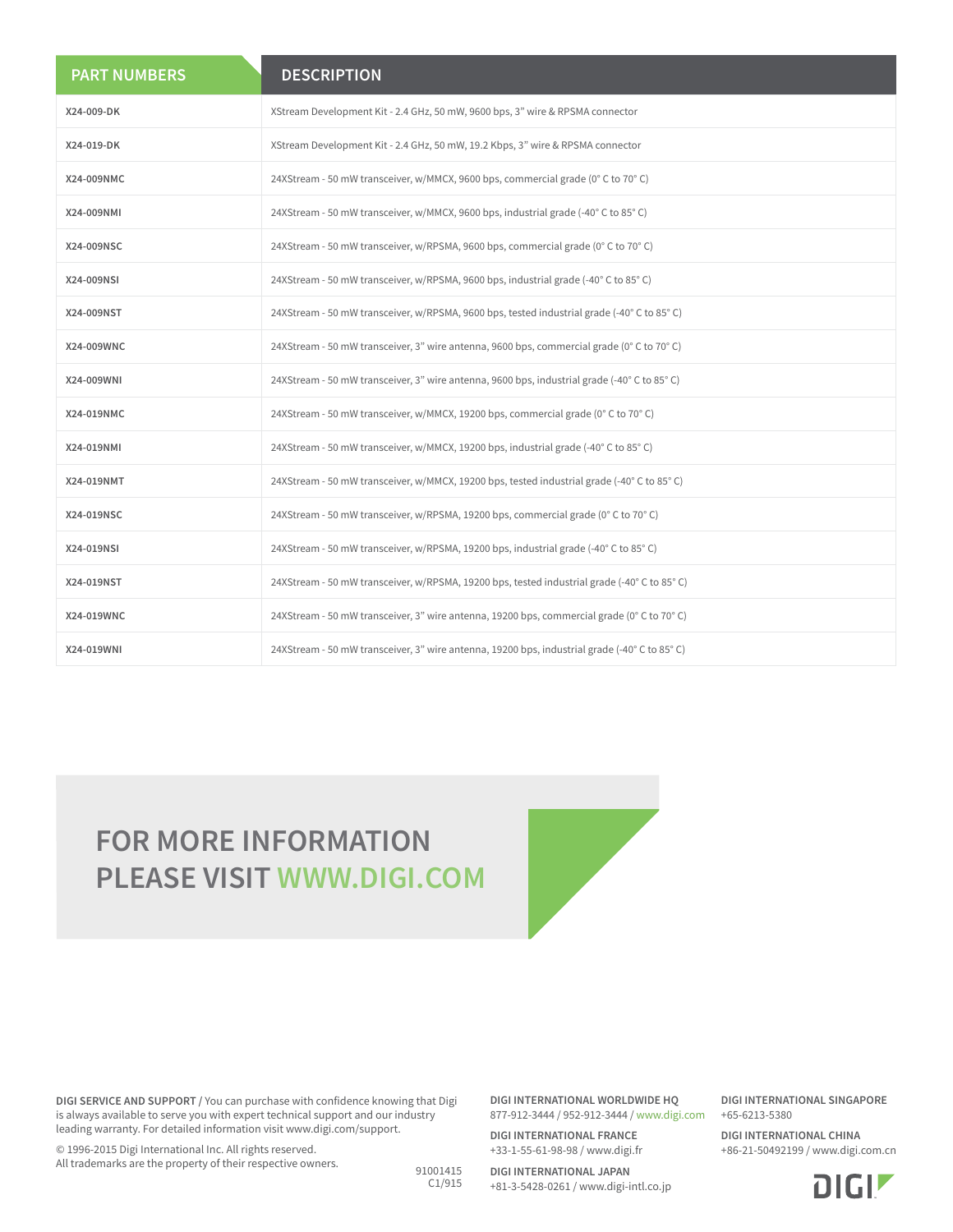| PART NUMBERS | DESCRIPTION |
|---|---|
| X24-009-DK | XStream Development Kit - 2.4 GHz, 50 mW, 9600 bps, 3" wire & RPSMA connector |
| X24-019-DK | XStream Development Kit - 2.4 GHz, 50 mW, 19.2 Kbps, 3" wire & RPSMA connector |
| X24-009NMC | 24XStream - 50 mW transceiver, w/MMCX, 9600 bps, commercial grade (0° C to 70° C) |
| X24-009NMI | 24XStream - 50 mW transceiver, w/MMCX, 9600 bps, industrial grade (-40° C to 85° C) |
| X24-009NSC | 24XStream - 50 mW transceiver, w/RPSMA, 9600 bps, commercial grade (0° C to 70° C) |
| X24-009NSI | 24XStream - 50 mW transceiver, w/RPSMA, 9600 bps, industrial grade (-40° C to 85° C) |
| X24-009NST | 24XStream - 50 mW transceiver, w/RPSMA, 9600 bps, tested industrial grade (-40° C to 85° C) |
| X24-009WNC | 24XStream - 50 mW transceiver, 3" wire antenna, 9600 bps, commercial grade (0° C to 70° C) |
| X24-009WNI | 24XStream - 50 mW transceiver, 3" wire antenna, 9600 bps, industrial grade (-40° C to 85° C) |
| X24-019NMC | 24XStream - 50 mW transceiver, w/MMCX, 19200 bps, commercial grade (0° C to 70° C) |
| X24-019NMI | 24XStream - 50 mW transceiver, w/MMCX, 19200 bps, industrial grade (-40° C to 85° C) |
| X24-019NMT | 24XStream - 50 mW transceiver, w/MMCX, 19200 bps, tested industrial grade (-40° C to 85° C) |
| X24-019NSC | 24XStream - 50 mW transceiver, w/RPSMA, 19200 bps, commercial grade (0° C to 70° C) |
| X24-019NSI | 24XStream - 50 mW transceiver, w/RPSMA, 19200 bps, industrial grade (-40° C to 85° C) |
| X24-019NST | 24XStream - 50 mW transceiver, w/RPSMA, 19200 bps, tested industrial grade (-40° C to 85° C) |
| X24-019WNC | 24XStream - 50 mW transceiver, 3" wire antenna, 19200 bps, commercial grade (0° C to 70° C) |
| X24-019WNI | 24XStream - 50 mW transceiver, 3" wire antenna, 19200 bps, industrial grade (-40° C to 85° C) |

## FOR MORE INFORMATION PLEASE VISIT WWW.DIGI.COM

**DIGI SERVICE AND SUPPORT /** You can purchase with confidence knowing that Digi is always available to serve you with expert technical support and our industry leading warranty. For detailed information visit www.digi.com/support.

© 1996-2015 Digi International Inc. All rights reserved.
All trademarks are the property of their respective owners.

91001415
C1/915

**DIGI INTERNATIONAL WORLDWIDE HQ**
877-912-3444 / 952-912-3444 / www.digi.com

**DIGI INTERNATIONAL FRANCE**
+33-1-55-61-98-98 / www.digi.fr

**DIGI INTERNATIONAL JAPAN**
+81-3-5428-0261 / www.digi-intl.co.jp

**DIGI INTERNATIONAL SINGAPORE**
+65-6213-5380

**DIGI INTERNATIONAL CHINA**
+86-21-50492199 / www.digi.com.cn

DIGI